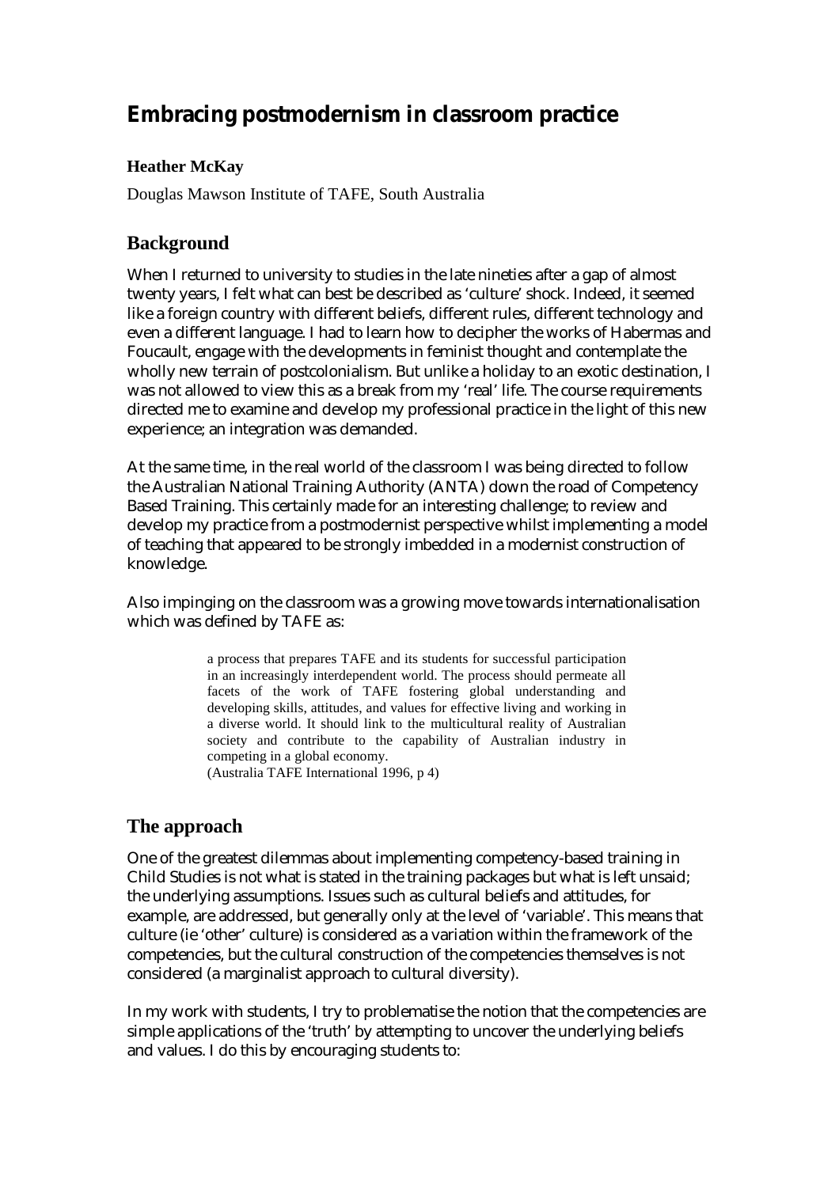# Embracing postmodernism in classroom practice

**Heather McKay**

Douglas Mawson Institute of TAFE, South Australia

## Background

When I returned to university to studies in the late nineties after a gap of almost twenty years, I felt what can best be described as 'culture' shock. Indeed, it seemed like a foreign country with different beliefs, different rules, different technology and even a different language. I had to learn how to decipher the works of Habermas and Foucault, engage with the developments in feminist thought and contemplate the wholly new terrain of postcolonialism. But unlike a holiday to an exotic destination, I was not allowed to view this as a break from my 'real' life. The course requirements directed me to examine and develop my professional practice in the light of this new experience; an integration was demanded.

At the same time, in the real world of the classroom I was being directed to follow the Australian National Training Authority (ANTA) down the road of Competency Based Training. This certainly made for an interesting challenge; to review and develop my practice from a postmodernist perspective whilst implementing a model of teaching that appeared to be strongly imbedded in a modernist construction of knowledge.

Also impinging on the classroom was a growing move towards internationalisation which was defined by TAFE as:

> a process that prepares TAFE and its students for successful participation in an increasingly interdependent world. The process should permeate all facets of the work of TAFE fostering global understanding and developing skills, attitudes, and values for effective living and working in a diverse world. It should link to the multicultural reality of Australian society and contribute to the capability of Australian industry in competing in a global economy.
> (Australia TAFE International 1996, p 4)

## The approach

One of the greatest dilemmas about implementing competency-based training in Child Studies is not what is stated in the training packages but what is left unsaid; the underlying assumptions. Issues such as cultural beliefs and attitudes, for example, are addressed, but generally only at the level of 'variable'. This means that culture (ie 'other' culture) is considered as a variation within the framework of the competencies, but the cultural construction of the competencies themselves is not considered (a marginalist approach to cultural diversity).

In my work with students, I try to problematise the notion that the competencies are simple applications of the 'truth' by attempting to uncover the underlying beliefs and values. I do this by encouraging students to: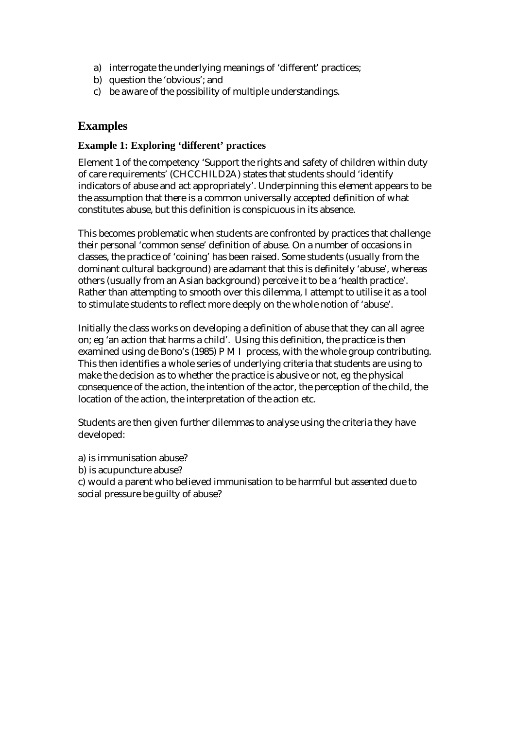a) interrogate the underlying meanings of 'different' practices;
b) question the 'obvious'; and
c) be aware of the possibility of multiple understandings.

## Examples

### Example 1: Exploring 'different' practices

Element 1 of the competency 'Support the rights and safety of children within duty of care requirements' (CHCCHILD2A) states that students should 'identify indicators of abuse and act appropriately'. Underpinning this element appears to be the assumption that there is a common universally accepted definition of what constitutes abuse, but this definition is conspicuous in its absence.

This becomes problematic when students are confronted by practices that challenge their personal 'common sense' definition of abuse. On a number of occasions in classes, the practice of 'coining' has been raised. Some students (usually from the dominant cultural background) are adamant that this is definitely 'abuse', whereas others (usually from an Asian background) perceive it to be a 'health practice'. Rather than attempting to smooth over this dilemma, I attempt to utilise it as a tool to stimulate students to reflect more deeply on the whole notion of 'abuse'.

Initially the class works on developing a definition of abuse that they can all agree on; eg 'an action that harms a child'. Using this definition, the practice is then examined using de Bono's (1985) P M I process, with the whole group contributing. This then identifies a whole series of underlying criteria that students are using to make the decision as to whether the practice is abusive or not, eg the physical consequence of the action, the intention of the actor, the perception of the child, the location of the action, the interpretation of the action etc.

Students are then given further dilemmas to analyse using the criteria they have developed:

a) is immunisation abuse?
b) is acupuncture abuse?
c) would a parent who believed immunisation to be harmful but assented due to social pressure be guilty of abuse?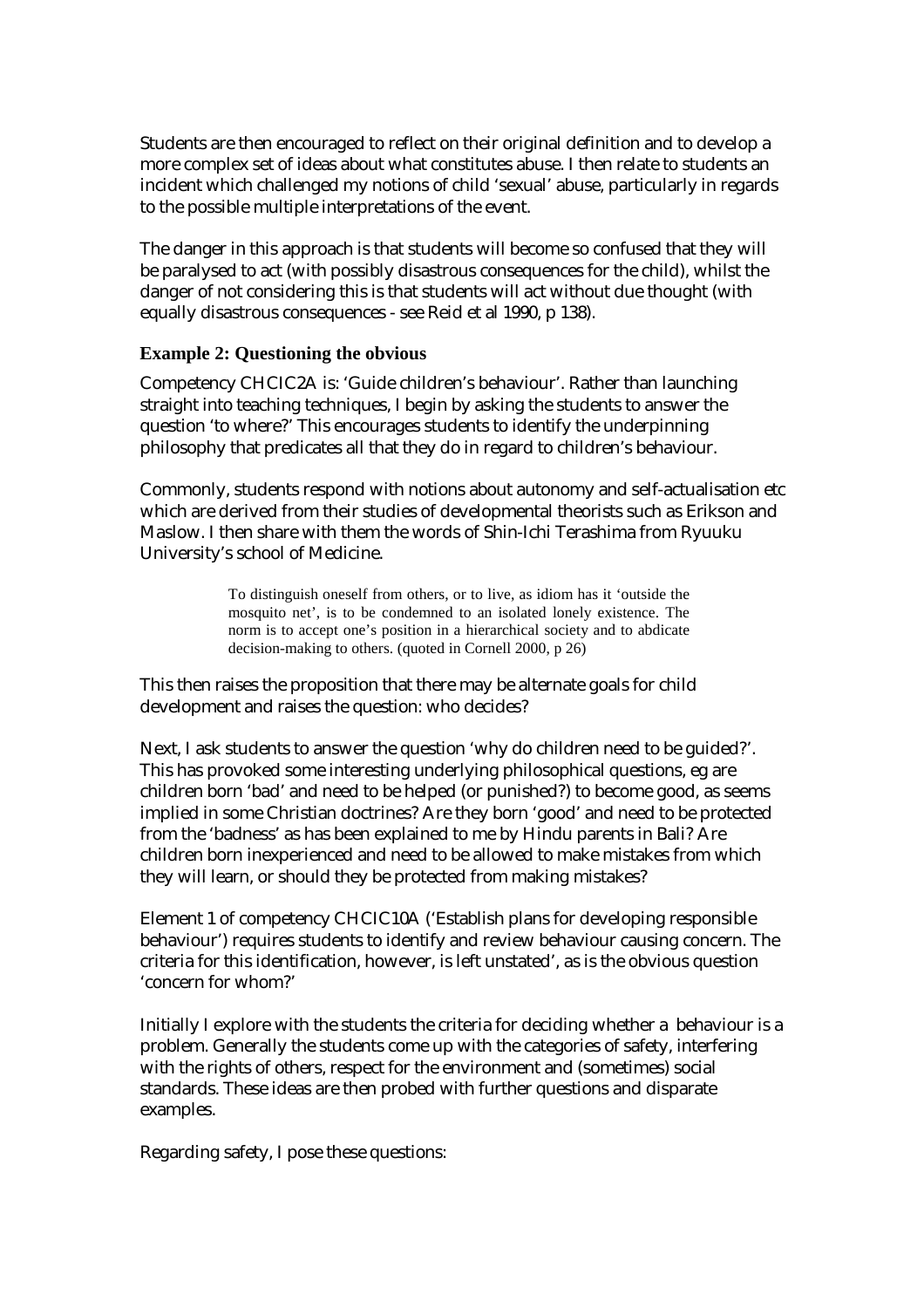Students are then encouraged to reflect on their original definition and to develop a more complex set of ideas about what constitutes abuse. I then relate to students an incident which challenged my notions of child 'sexual' abuse, particularly in regards to the possible multiple interpretations of the event.

The danger in this approach is that students will become so confused that they will be paralysed to act (with possibly disastrous consequences for the child), whilst the danger of not considering this is that students will act without due thought (with equally disastrous consequences - see Reid et al 1990, p 138).

### Example 2: Questioning the obvious

Competency CHCIC2A is: 'Guide children's behaviour'. Rather than launching straight into teaching techniques, I begin by asking the students to answer the question 'to where?' This encourages students to identify the underpinning philosophy that predicates all that they do in regard to children's behaviour.

Commonly, students respond with notions about autonomy and self-actualisation etc which are derived from their studies of developmental theorists such as Erikson and Maslow. I then share with them the words of Shin-Ichi Terashima from Ryuuku University's school of Medicine.

> To distinguish oneself from others, or to live, as idiom has it 'outside the mosquito net', is to be condemned to an isolated lonely existence. The norm is to accept one's position in a hierarchical society and to abdicate decision-making to others. (quoted in Cornell 2000, p 26)

This then raises the proposition that there may be alternate goals for child development and raises the question: who decides?

Next, I ask students to answer the question 'why do children need to be guided?'. This has provoked some interesting underlying philosophical questions, eg are children born 'bad' and need to be helped (or punished?) to become good, as seems implied in some Christian doctrines? Are they born 'good' and need to be protected from the 'badness' as has been explained to me by Hindu parents in Bali? Are children born inexperienced and need to be allowed to make mistakes from which they will learn, or should they be protected from making mistakes?

Element 1 of competency CHCIC10A ('Establish plans for developing responsible behaviour') requires students to identify and review behaviour causing concern. The criteria for this identification, however, is left unstated', as is the obvious question 'concern for whom?'

Initially I explore with the students the criteria for deciding whether a behaviour is a problem. Generally the students come up with the categories of safety, interfering with the rights of others, respect for the environment and (sometimes) social standards. These ideas are then probed with further questions and disparate examples.

Regarding safety, I pose these questions: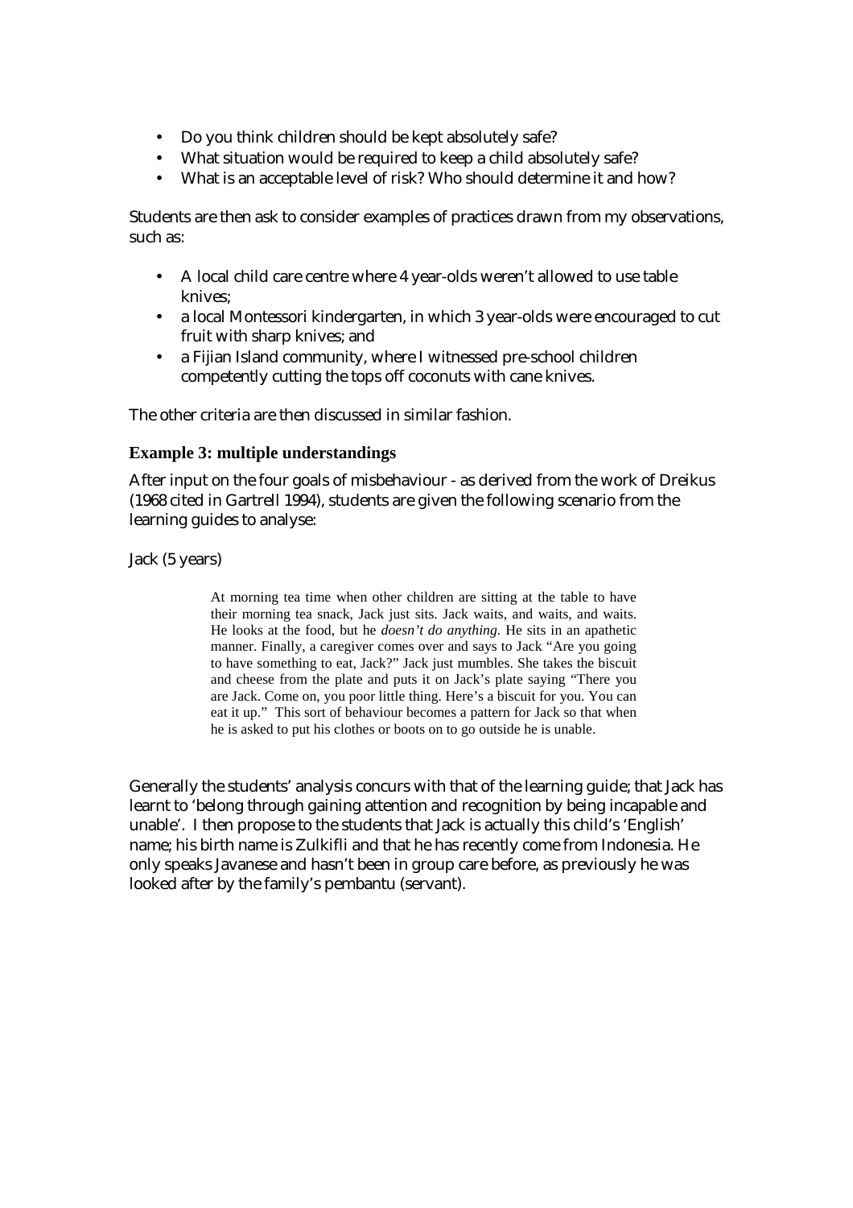- Do you think children should be kept absolutely safe?
- What situation would be required to keep a child absolutely safe?
- What is an acceptable level of risk? Who should determine it and how?

Students are then ask to consider examples of practices drawn from my observations, such as:

- A local child care centre where 4 year-olds weren't allowed to use table knives;
- a local Montessori kindergarten, in which 3 year-olds were encouraged to cut fruit with sharp knives; and
- a Fijian Island community, where I witnessed pre-school children competently cutting the tops off coconuts with cane knives.

The other criteria are then discussed in similar fashion.

### Example 3: multiple understandings

After input on the four goals of misbehaviour - as derived from the work of Dreikus (1968 cited in Gartrell 1994), students are given the following scenario from the learning guides to analyse:

Jack (5 years)

> At morning tea time when other children are sitting at the table to have their morning tea snack, Jack just sits. Jack waits, and waits, and waits. He looks at the food, but he *doesn't do anything*. He sits in an apathetic manner. Finally, a caregiver comes over and says to Jack "Are you going to have something to eat, Jack?" Jack just mumbles. She takes the biscuit and cheese from the plate and puts it on Jack's plate saying "There you are Jack. Come on, you poor little thing. Here's a biscuit for you. You can eat it up." This sort of behaviour becomes a pattern for Jack so that when he is asked to put his clothes or boots on to go outside he is unable.

Generally the students' analysis concurs with that of the learning guide; that Jack has learnt to 'belong through gaining attention and recognition by being incapable and unable'. I then propose to the students that Jack is actually this child's 'English' name; his birth name is Zulkifli and that he has recently come from Indonesia. He only speaks Javanese and hasn't been in group care before, as previously he was looked after by the family's pembantu (servant).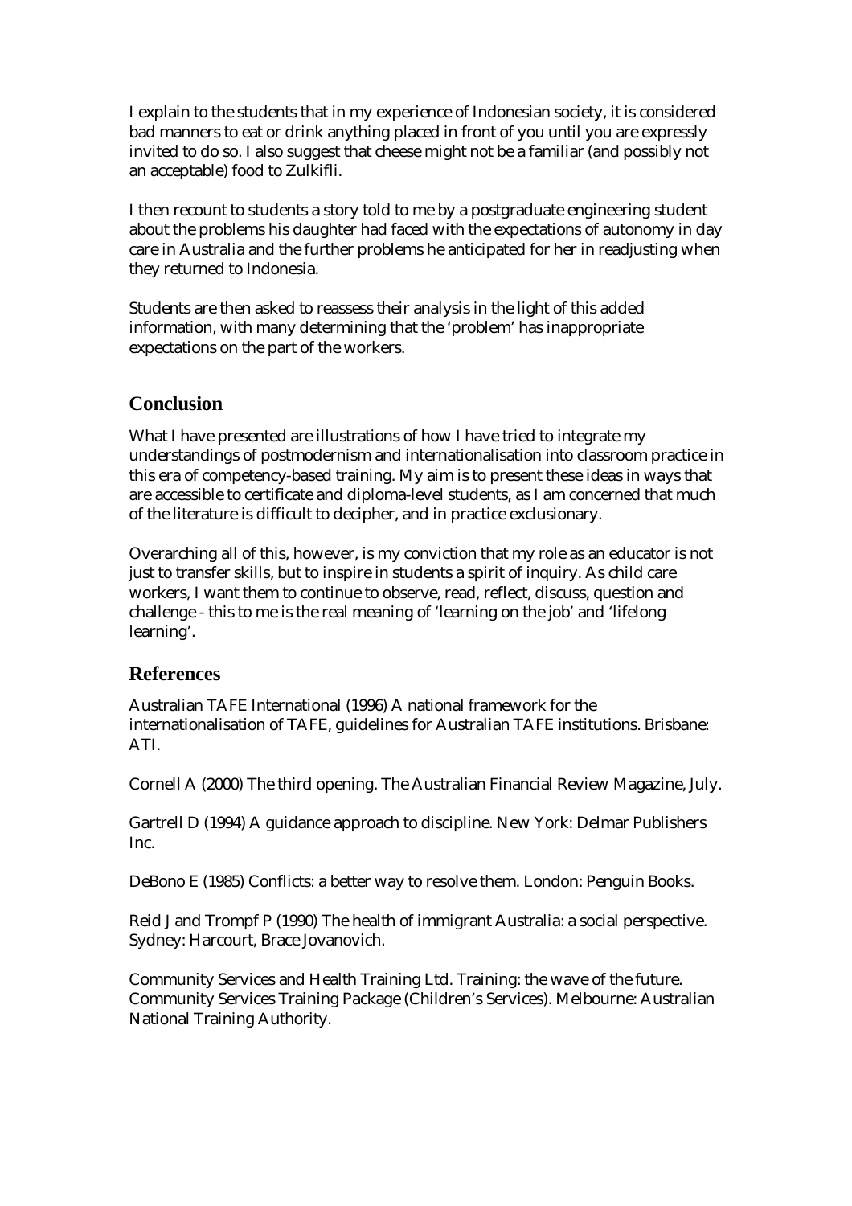I explain to the students that in my experience of Indonesian society, it is considered bad manners to eat or drink anything placed in front of you until you are expressly invited to do so. I also suggest that cheese might not be a familiar (and possibly not an acceptable) food to Zulkifli.

I then recount to students a story told to me by a postgraduate engineering student about the problems his daughter had faced with the expectations of autonomy in day care in Australia and the further problems he anticipated for her in readjusting when they returned to Indonesia.

Students are then asked to reassess their analysis in the light of this added information, with many determining that the 'problem' has inappropriate expectations on the part of the workers.

## Conclusion

What I have presented are illustrations of how I have tried to integrate my understandings of postmodernism and internationalisation into classroom practice in this era of competency-based training. My aim is to present these ideas in ways that are accessible to certificate and diploma-level students, as I am concerned that much of the literature is difficult to decipher, and in practice exclusionary.

Overarching all of this, however, is my conviction that my role as an educator is not just to transfer skills, but to inspire in students a spirit of inquiry. As child care workers, I want them to continue to observe, read, reflect, discuss, question and challenge - this to me is the real meaning of 'learning on the job' and 'lifelong learning'.

## References

Australian TAFE International (1996) A national framework for the internationalisation of TAFE, guidelines for Australian TAFE institutions. Brisbane: ATI.

Cornell A (2000) The third opening. The Australian Financial Review Magazine, July.

Gartrell D (1994) A guidance approach to discipline. New York: Delmar Publishers Inc.

DeBono E (1985) Conflicts: a better way to resolve them. London: Penguin Books.

Reid J and Trompf P (1990) The health of immigrant Australia: a social perspective. Sydney: Harcourt, Brace Jovanovich.

Community Services and Health Training Ltd. Training: the wave of the future. Community Services Training Package (Children's Services). Melbourne: Australian National Training Authority.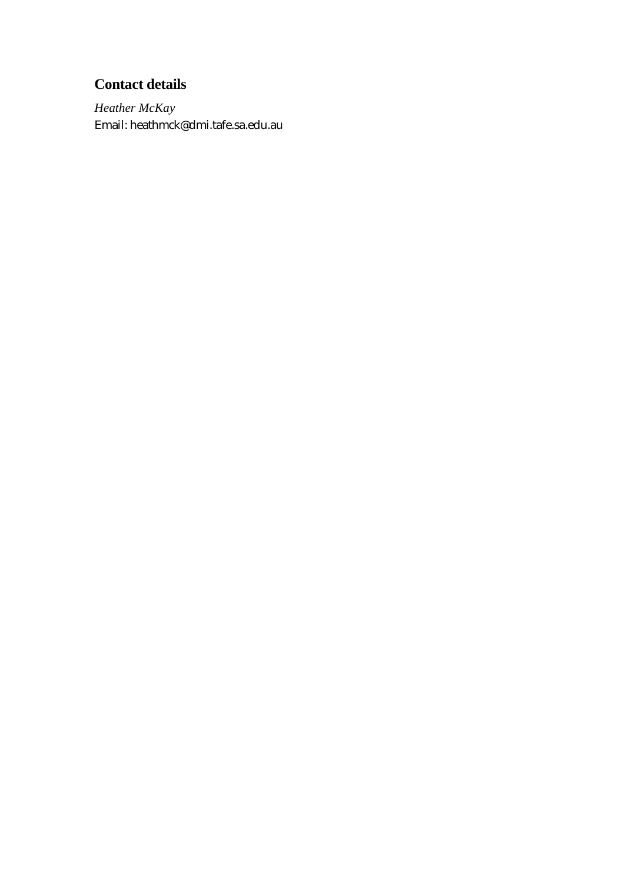## Contact details

*Heather McKay*

Email: heathmck@dmi.tafe.sa.edu.au